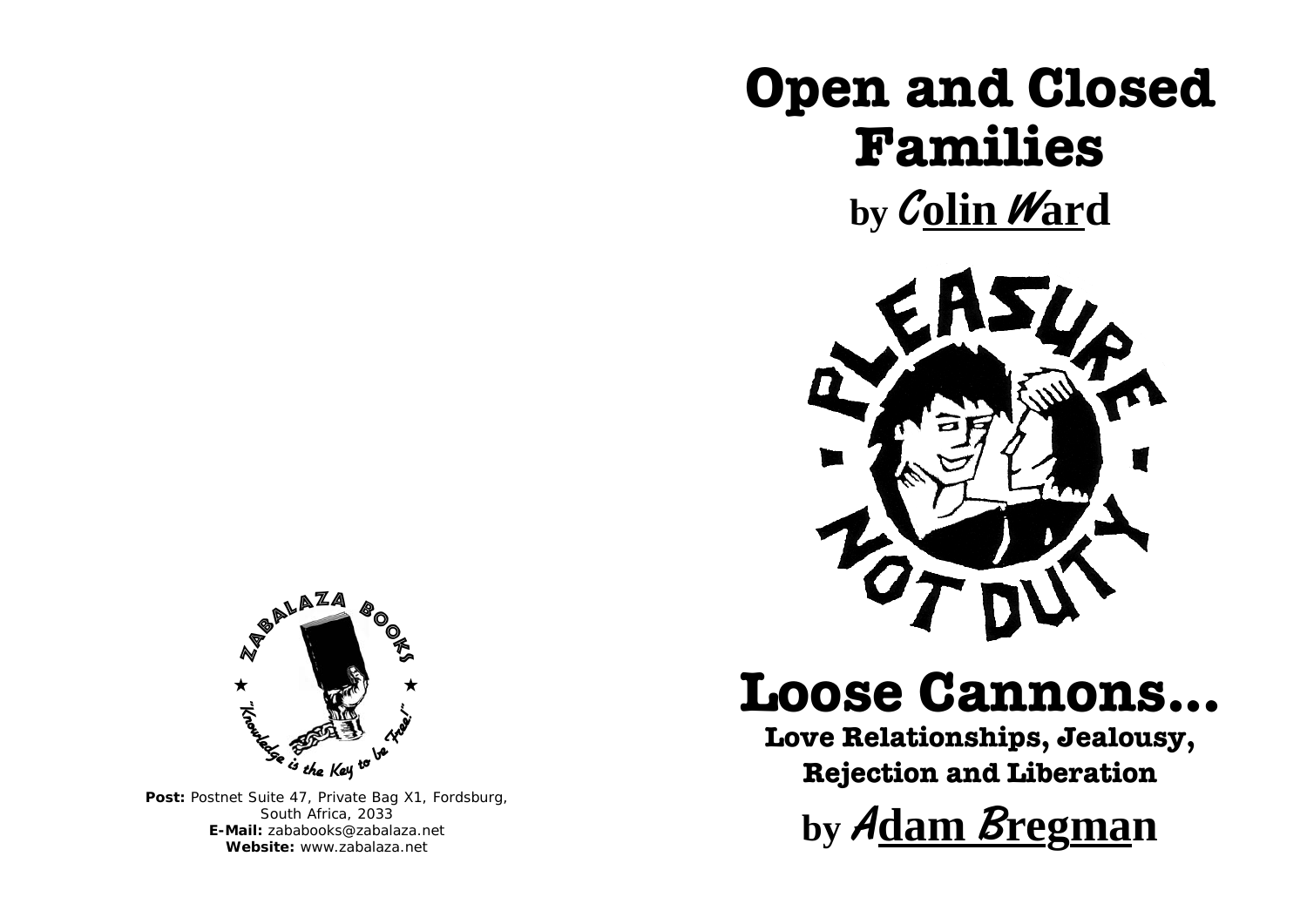# Open and Closed Families

## by Colin Ward

# Loose Cannons...

## Love Relationships, Jealousy, Rejection and Liberation

## by Adam Bregman

**Post:** Postnet Suite 47, Private Bag X1, Fordsburg, South Africa, 2033
**E-Mail:** zababooks@zabalaza.net
**Website:** www.zabalaza.net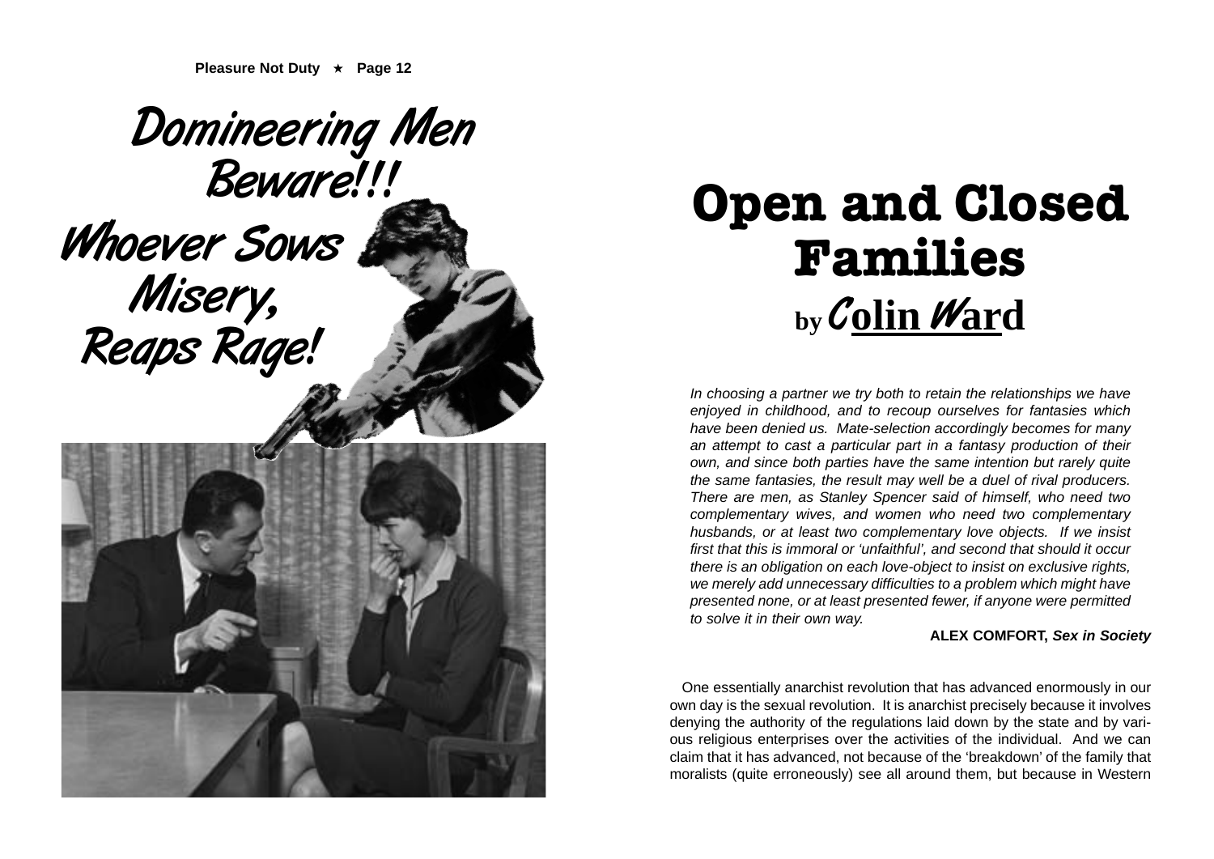Domineering Men Beware!!!

Whoever Sows Misery, Reaps Rage!

# Open and Closed Families

## by Colin Ward

*In choosing a partner we try both to retain the relationships we have enjoyed in childhood, and to recoup ourselves for fantasies which have been denied us. Mate-selection accordingly becomes for many an attempt to cast a particular part in a fantasy production of their own, and since both parties have the same intention but rarely quite the same fantasies, the result may well be a duel of rival producers. There are men, as Stanley Spencer said of himself, who need two complementary wives, and women who need two complementary husbands, or at least two complementary love objects. If we insist first that this is immoral or 'unfaithful', and second that should it occur there is an obligation on each love-object to insist on exclusive rights, we merely add unnecessary difficulties to a problem which might have presented none, or at least presented fewer, if anyone were permitted to solve it in their own way.*

**ALEX COMFORT, *Sex in Society***

One essentially anarchist revolution that has advanced enormously in our own day is the sexual revolution. It is anarchist precisely because it involves denying the authority of the regulations laid down by the state and by various religious enterprises over the activities of the individual. And we can claim that it has advanced, not because of the 'breakdown' of the family that moralists (quite erroneously) see all around them, but because in Western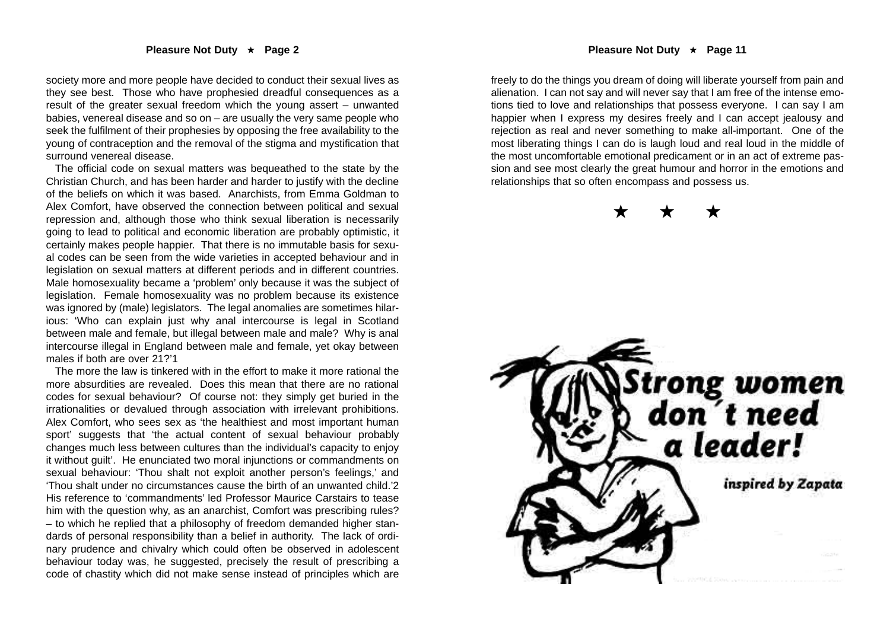society more and more people have decided to conduct their sexual lives as they see best. Those who have prophesied dreadful consequences as a result of the greater sexual freedom which the young assert – unwanted babies, venereal disease and so on – are usually the very same people who seek the fulfilment of their prophesies by opposing the free availability to the young of contraception and the removal of the stigma and mystification that surround venereal disease.

The official code on sexual matters was bequeathed to the state by the Christian Church, and has been harder and harder to justify with the decline of the beliefs on which it was based. Anarchists, from Emma Goldman to Alex Comfort, have observed the connection between political and sexual repression and, although those who think sexual liberation is necessarily going to lead to political and economic liberation are probably optimistic, it certainly makes people happier. That there is no immutable basis for sexual codes can be seen from the wide varieties in accepted behaviour and in legislation on sexual matters at different periods and in different countries. Male homosexuality became a 'problem' only because it was the subject of legislation. Female homosexuality was no problem because its existence was ignored by (male) legislators. The legal anomalies are sometimes hilarious: 'Who can explain just why anal intercourse is legal in Scotland between male and female, but illegal between male and male? Why is anal intercourse illegal in England between male and female, yet okay between males if both are over 21?'1

The more the law is tinkered with in the effort to make it more rational the more absurdities are revealed. Does this mean that there are no rational codes for sexual behaviour? Of course not: they simply get buried in the irrationalities or devalued through association with irrelevant prohibitions. Alex Comfort, who sees sex as 'the healthiest and most important human sport' suggests that 'the actual content of sexual behaviour probably changes much less between cultures than the individual's capacity to enjoy it without guilt'. He enunciated two moral injunctions or commandments on sexual behaviour: 'Thou shalt not exploit another person's feelings,' and 'Thou shalt under no circumstances cause the birth of an unwanted child.'2 His reference to 'commandments' led Professor Maurice Carstairs to tease him with the question why, as an anarchist, Comfort was prescribing rules? – to which he replied that a philosophy of freedom demanded higher standards of personal responsibility than a belief in authority. The lack of ordinary prudence and chivalry which could often be observed in adolescent behaviour today was, he suggested, precisely the result of prescribing a code of chastity which did not make sense instead of principles which are

freely to do the things you dream of doing will liberate yourself from pain and alienation. I can not say and will never say that I am free of the intense emotions tied to love and relationships that possess everyone. I can say I am happier when I express my desires freely and I can accept jealousy and rejection as real and never something to make all-important. One of the most liberating things I can do is laugh loud and real loud in the middle of the most uncomfortable emotional predicament or in an act of extreme passion and see most clearly the great humour and horror in the emotions and relationships that so often encompass and possess us.

★ ★ ★

**Strong women don´t need a leader!**

*inspired by Zapata*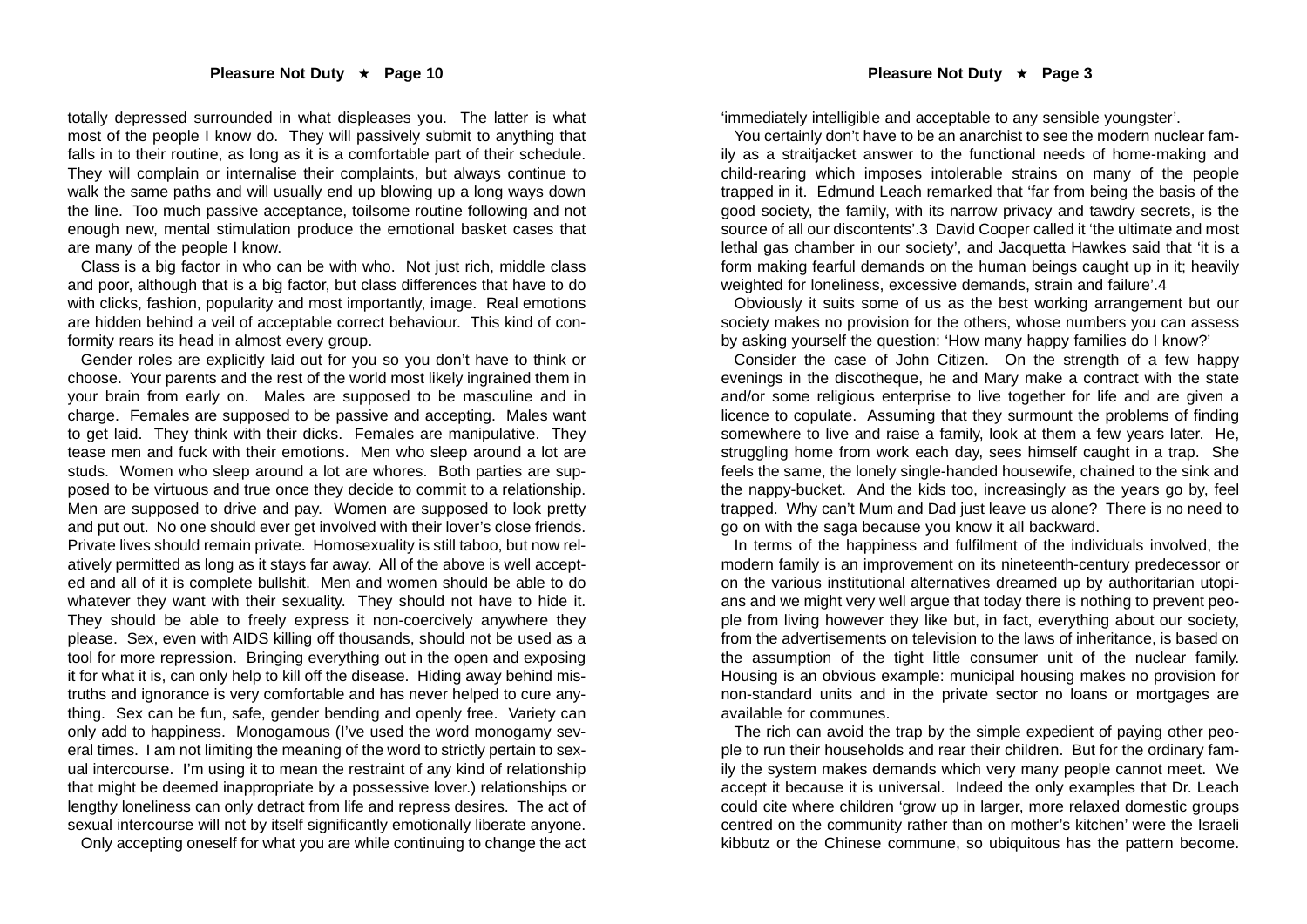totally depressed surrounded in what displeases you. The latter is what most of the people I know do. They will passively submit to anything that falls in to their routine, as long as it is a comfortable part of their schedule. They will complain or internalise their complaints, but always continue to walk the same paths and will usually end up blowing up a long ways down the line. Too much passive acceptance, toilsome routine following and not enough new, mental stimulation produce the emotional basket cases that are many of the people I know.

Class is a big factor in who can be with who. Not just rich, middle class and poor, although that is a big factor, but class differences that have to do with clicks, fashion, popularity and most importantly, image. Real emotions are hidden behind a veil of acceptable correct behaviour. This kind of conformity rears its head in almost every group.

Gender roles are explicitly laid out for you so you don't have to think or choose. Your parents and the rest of the world most likely ingrained them in your brain from early on. Males are supposed to be masculine and in charge. Females are supposed to be passive and accepting. Males want to get laid. They think with their dicks. Females are manipulative. They tease men and fuck with their emotions. Men who sleep around a lot are studs. Women who sleep around a lot are whores. Both parties are supposed to be virtuous and true once they decide to commit to a relationship. Men are supposed to drive and pay. Women are supposed to look pretty and put out. No one should ever get involved with their lover's close friends. Private lives should remain private. Homosexuality is still taboo, but now relatively permitted as long as it stays far away. All of the above is well accepted and all of it is complete bullshit. Men and women should be able to do whatever they want with their sexuality. They should not have to hide it. They should be able to freely express it non-coercively anywhere they please. Sex, even with AIDS killing off thousands, should not be used as a tool for more repression. Bringing everything out in the open and exposing it for what it is, can only help to kill off the disease. Hiding away behind mistruths and ignorance is very comfortable and has never helped to cure anything. Sex can be fun, safe, gender bending and openly free. Variety can only add to happiness. Monogamous (I've used the word monogamy several times. I am not limiting the meaning of the word to strictly pertain to sexual intercourse. I'm using it to mean the restraint of any kind of relationship that might be deemed inappropriate by a possessive lover.) relationships or lengthy loneliness can only detract from life and repress desires. The act of sexual intercourse will not by itself significantly emotionally liberate anyone.

Only accepting oneself for what you are while continuing to change the act

'immediately intelligible and acceptable to any sensible youngster'.

You certainly don't have to be an anarchist to see the modern nuclear family as a straitjacket answer to the functional needs of home-making and child-rearing which imposes intolerable strains on many of the people trapped in it. Edmund Leach remarked that 'far from being the basis of the good society, the family, with its narrow privacy and tawdry secrets, is the source of all our discontents'.3 David Cooper called it 'the ultimate and most lethal gas chamber in our society', and Jacquetta Hawkes said that 'it is a form making fearful demands on the human beings caught up in it; heavily weighted for loneliness, excessive demands, strain and failure'.4

Obviously it suits some of us as the best working arrangement but our society makes no provision for the others, whose numbers you can assess by asking yourself the question: 'How many happy families do I know?'

Consider the case of John Citizen. On the strength of a few happy evenings in the discotheque, he and Mary make a contract with the state and/or some religious enterprise to live together for life and are given a licence to copulate. Assuming that they surmount the problems of finding somewhere to live and raise a family, look at them a few years later. He, struggling home from work each day, sees himself caught in a trap. She feels the same, the lonely single-handed housewife, chained to the sink and the nappy-bucket. And the kids too, increasingly as the years go by, feel trapped. Why can't Mum and Dad just leave us alone? There is no need to go on with the saga because you know it all backward.

In terms of the happiness and fulfilment of the individuals involved, the modern family is an improvement on its nineteenth-century predecessor or on the various institutional alternatives dreamed up by authoritarian utopians and we might very well argue that today there is nothing to prevent people from living however they like but, in fact, everything about our society, from the advertisements on television to the laws of inheritance, is based on the assumption of the tight little consumer unit of the nuclear family. Housing is an obvious example: municipal housing makes no provision for non-standard units and in the private sector no loans or mortgages are available for communes.

The rich can avoid the trap by the simple expedient of paying other people to run their households and rear their children. But for the ordinary family the system makes demands which very many people cannot meet. We accept it because it is universal. Indeed the only examples that Dr. Leach could cite where children 'grow up in larger, more relaxed domestic groups centred on the community rather than on mother's kitchen' were the Israeli kibbutz or the Chinese commune, so ubiquitous has the pattern become.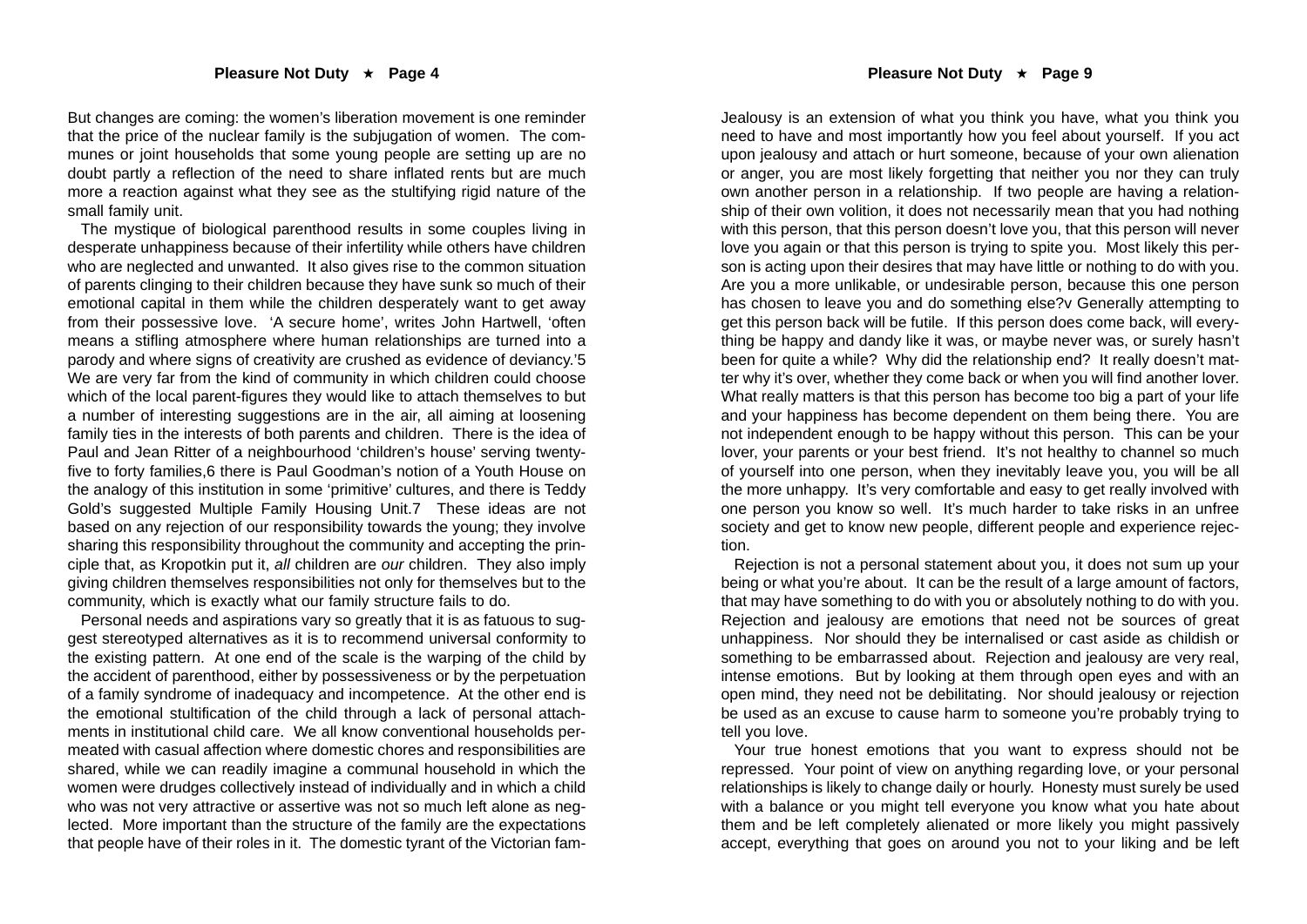But changes are coming: the women's liberation movement is one reminder that the price of the nuclear family is the subjugation of women. The communes or joint households that some young people are setting up are no doubt partly a reflection of the need to share inflated rents but are much more a reaction against what they see as the stultifying rigid nature of the small family unit.

The mystique of biological parenthood results in some couples living in desperate unhappiness because of their infertility while others have children who are neglected and unwanted. It also gives rise to the common situation of parents clinging to their children because they have sunk so much of their emotional capital in them while the children desperately want to get away from their possessive love. 'A secure home', writes John Hartwell, 'often means a stifling atmosphere where human relationships are turned into a parody and where signs of creativity are crushed as evidence of deviancy.'5 We are very far from the kind of community in which children could choose which of the local parent-figures they would like to attach themselves to but a number of interesting suggestions are in the air, all aiming at loosening family ties in the interests of both parents and children. There is the idea of Paul and Jean Ritter of a neighbourhood 'children's house' serving twenty-five to forty families,6 there is Paul Goodman's notion of a Youth House on the analogy of this institution in some 'primitive' cultures, and there is Teddy Gold's suggested Multiple Family Housing Unit.7 These ideas are not based on any rejection of our responsibility towards the young; they involve sharing this responsibility throughout the community and accepting the principle that, as Kropotkin put it, *all* children are *our* children. They also imply giving children themselves responsibilities not only for themselves but to the community, which is exactly what our family structure fails to do.

Personal needs and aspirations vary so greatly that it is as fatuous to suggest stereotyped alternatives as it is to recommend universal conformity to the existing pattern. At one end of the scale is the warping of the child by the accident of parenthood, either by possessiveness or by the perpetuation of a family syndrome of inadequacy and incompetence. At the other end is the emotional stultification of the child through a lack of personal attachments in institutional child care. We all know conventional households permeated with casual affection where domestic chores and responsibilities are shared, while we can readily imagine a communal household in which the women were drudges collectively instead of individually and in which a child who was not very attractive or assertive was not so much left alone as neglected. More important than the structure of the family are the expectations that people have of their roles in it. The domestic tyrant of the Victorian fam-

Jealousy is an extension of what you think you have, what you think you need to have and most importantly how you feel about yourself. If you act upon jealousy and attach or hurt someone, because of your own alienation or anger, you are most likely forgetting that neither you nor they can truly own another person in a relationship. If two people are having a relationship of their own volition, it does not necessarily mean that you had nothing with this person, that this person doesn't love you, that this person will never love you again or that this person is trying to spite you. Most likely this person is acting upon their desires that may have little or nothing to do with you. Are you a more unlikable, or undesirable person, because this one person has chosen to leave you and do something else?v Generally attempting to get this person back will be futile. If this person does come back, will everything be happy and dandy like it was, or maybe never was, or surely hasn't been for quite a while? Why did the relationship end? It really doesn't matter why it's over, whether they come back or when you will find another lover. What really matters is that this person has become too big a part of your life and your happiness has become dependent on them being there. You are not independent enough to be happy without this person. This can be your lover, your parents or your best friend. It's not healthy to channel so much of yourself into one person, when they inevitably leave you, you will be all the more unhappy. It's very comfortable and easy to get really involved with one person you know so well. It's much harder to take risks in an unfree society and get to know new people, different people and experience rejection.

Rejection is not a personal statement about you, it does not sum up your being or what you're about. It can be the result of a large amount of factors, that may have something to do with you or absolutely nothing to do with you. Rejection and jealousy are emotions that need not be sources of great unhappiness. Nor should they be internalised or cast aside as childish or something to be embarrassed about. Rejection and jealousy are very real, intense emotions. But by looking at them through open eyes and with an open mind, they need not be debilitating. Nor should jealousy or rejection be used as an excuse to cause harm to someone you're probably trying to tell you love.

Your true honest emotions that you want to express should not be repressed. Your point of view on anything regarding love, or your personal relationships is likely to change daily or hourly. Honesty must surely be used with a balance or you might tell everyone you know what you hate about them and be left completely alienated or more likely you might passively accept, everything that goes on around you not to your liking and be left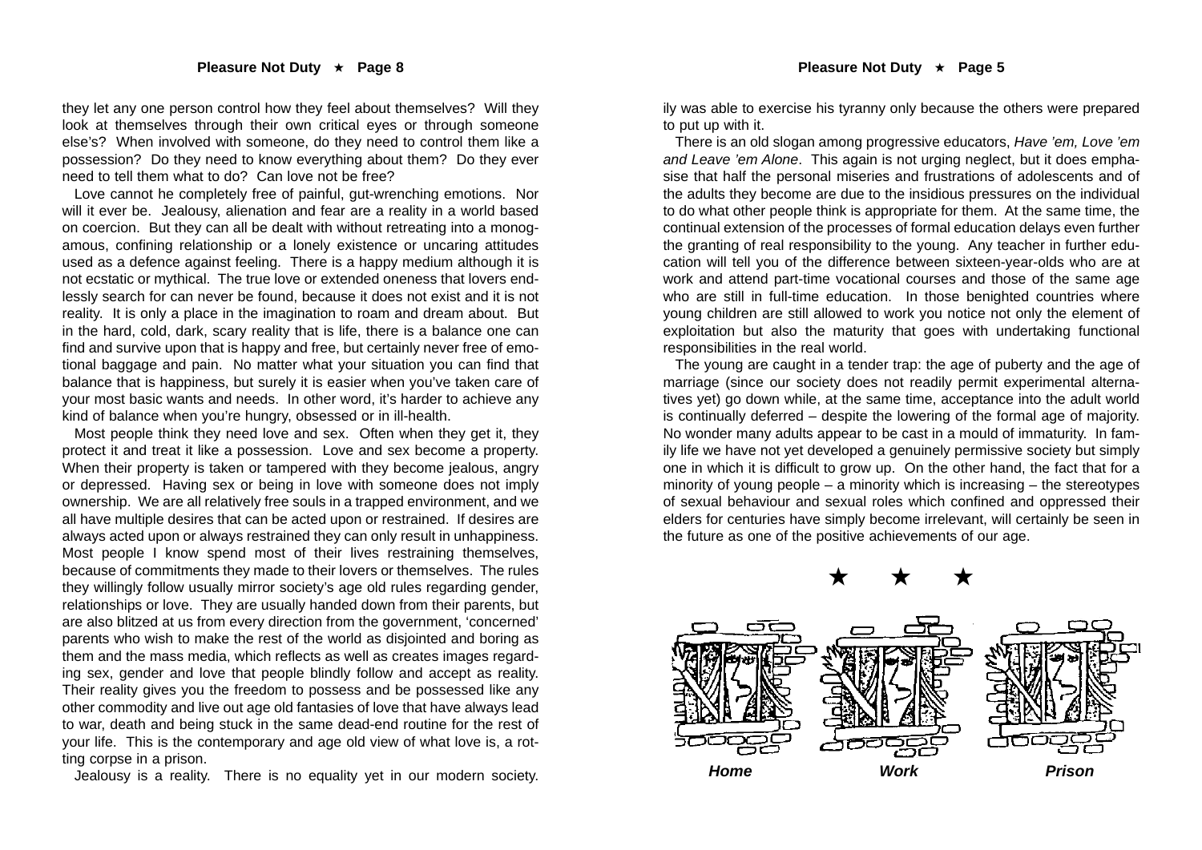they let any one person control how they feel about themselves? Will they look at themselves through their own critical eyes or through someone else's? When involved with someone, do they need to control them like a possession? Do they need to know everything about them? Do they ever need to tell them what to do? Can love not be free?

Love cannot he completely free of painful, gut-wrenching emotions. Nor will it ever be. Jealousy, alienation and fear are a reality in a world based on coercion. But they can all be dealt with without retreating into a monogamous, confining relationship or a lonely existence or uncaring attitudes used as a defence against feeling. There is a happy medium although it is not ecstatic or mythical. The true love or extended oneness that lovers endlessly search for can never be found, because it does not exist and it is not reality. It is only a place in the imagination to roam and dream about. But in the hard, cold, dark, scary reality that is life, there is a balance one can find and survive upon that is happy and free, but certainly never free of emotional baggage and pain. No matter what your situation you can find that balance that is happiness, but surely it is easier when you've taken care of your most basic wants and needs. In other word, it's harder to achieve any kind of balance when you're hungry, obsessed or in ill-health.

Most people think they need love and sex. Often when they get it, they protect it and treat it like a possession. Love and sex become a property. When their property is taken or tampered with they become jealous, angry or depressed. Having sex or being in love with someone does not imply ownership. We are all relatively free souls in a trapped environment, and we all have multiple desires that can be acted upon or restrained. If desires are always acted upon or always restrained they can only result in unhappiness. Most people I know spend most of their lives restraining themselves, because of commitments they made to their lovers or themselves. The rules they willingly follow usually mirror society's age old rules regarding gender, relationships or love. They are usually handed down from their parents, but are also blitzed at us from every direction from the government, 'concerned' parents who wish to make the rest of the world as disjointed and boring as them and the mass media, which reflects as well as creates images regarding sex, gender and love that people blindly follow and accept as reality. Their reality gives you the freedom to possess and be possessed like any other commodity and live out age old fantasies of love that have always lead to war, death and being stuck in the same dead-end routine for the rest of your life. This is the contemporary and age old view of what love is, a rotting corpse in a prison.

Jealousy is a reality. There is no equality yet in our modern society.

ily was able to exercise his tyranny only because the others were prepared to put up with it.

There is an old slogan among progressive educators, *Have 'em, Love 'em and Leave 'em Alone*. This again is not urging neglect, but it does emphasise that half the personal miseries and frustrations of adolescents and of the adults they become are due to the insidious pressures on the individual to do what other people think is appropriate for them. At the same time, the continual extension of the processes of formal education delays even further the granting of real responsibility to the young. Any teacher in further education will tell you of the difference between sixteen-year-olds who are at work and attend part-time vocational courses and those of the same age who are still in full-time education. In those benighted countries where young children are still allowed to work you notice not only the element of exploitation but also the maturity that goes with undertaking functional responsibilities in the real world.

The young are caught in a tender trap: the age of puberty and the age of marriage (since our society does not readily permit experimental alternatives yet) go down while, at the same time, acceptance into the adult world is continually deferred – despite the lowering of the formal age of majority. No wonder many adults appear to be cast in a mould of immaturity. In family life we have not yet developed a genuinely permissive society but simply one in which it is difficult to grow up. On the other hand, the fact that for a minority of young people – a minority which is increasing – the stereotypes of sexual behaviour and sexual roles which confined and oppressed their elders for centuries have simply become irrelevant, will certainly be seen in the future as one of the positive achievements of our age.

★ ★ ★

*Home* *Work* *Prison*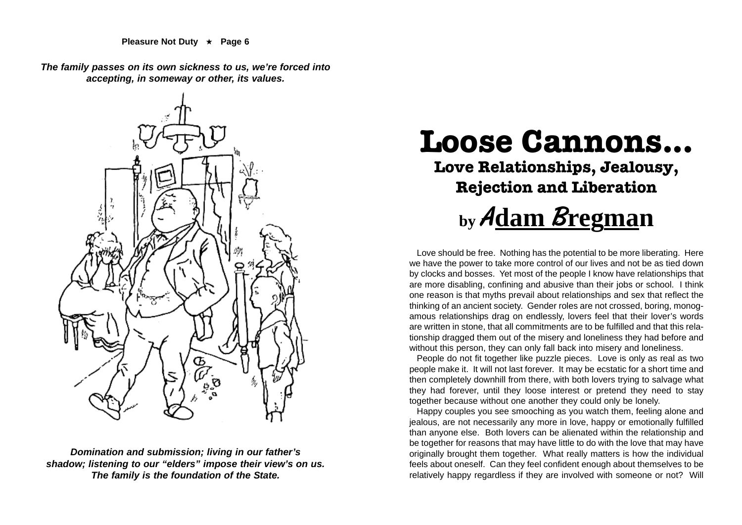*The family passes on its own sickness to us, we're forced into accepting, in someway or other, its values.*

*Domination and submission; living in our father's shadow; listening to our "elders" impose their view's on us. The family is the foundation of the State.*

# Loose Cannons...

## Love Relationships, Jealousy, Rejection and Liberation

### by Adam Bregman

Love should be free. Nothing has the potential to be more liberating. Here we have the power to take more control of our lives and not be as tied down by clocks and bosses. Yet most of the people I know have relationships that are more disabling, confining and abusive than their jobs or school. I think one reason is that myths prevail about relationships and sex that reflect the thinking of an ancient society. Gender roles are not crossed, boring, monogamous relationships drag on endlessly, lovers feel that their lover's words are written in stone, that all commitments are to be fulfilled and that this relationship dragged them out of the misery and loneliness they had before and without this person, they can only fall back into misery and loneliness.

People do not fit together like puzzle pieces. Love is only as real as two people make it. It will not last forever. It may be ecstatic for a short time and then completely downhill from there, with both lovers trying to salvage what they had forever, until they loose interest or pretend they need to stay together because without one another they could only be lonely.

Happy couples you see smooching as you watch them, feeling alone and jealous, are not necessarily any more in love, happy or emotionally fulfilled than anyone else. Both lovers can be alienated within the relationship and be together for reasons that may have little to do with the love that may have originally brought them together. What really matters is how the individual feels about oneself. Can they feel confident enough about themselves to be relatively happy regardless if they are involved with someone or not? Will